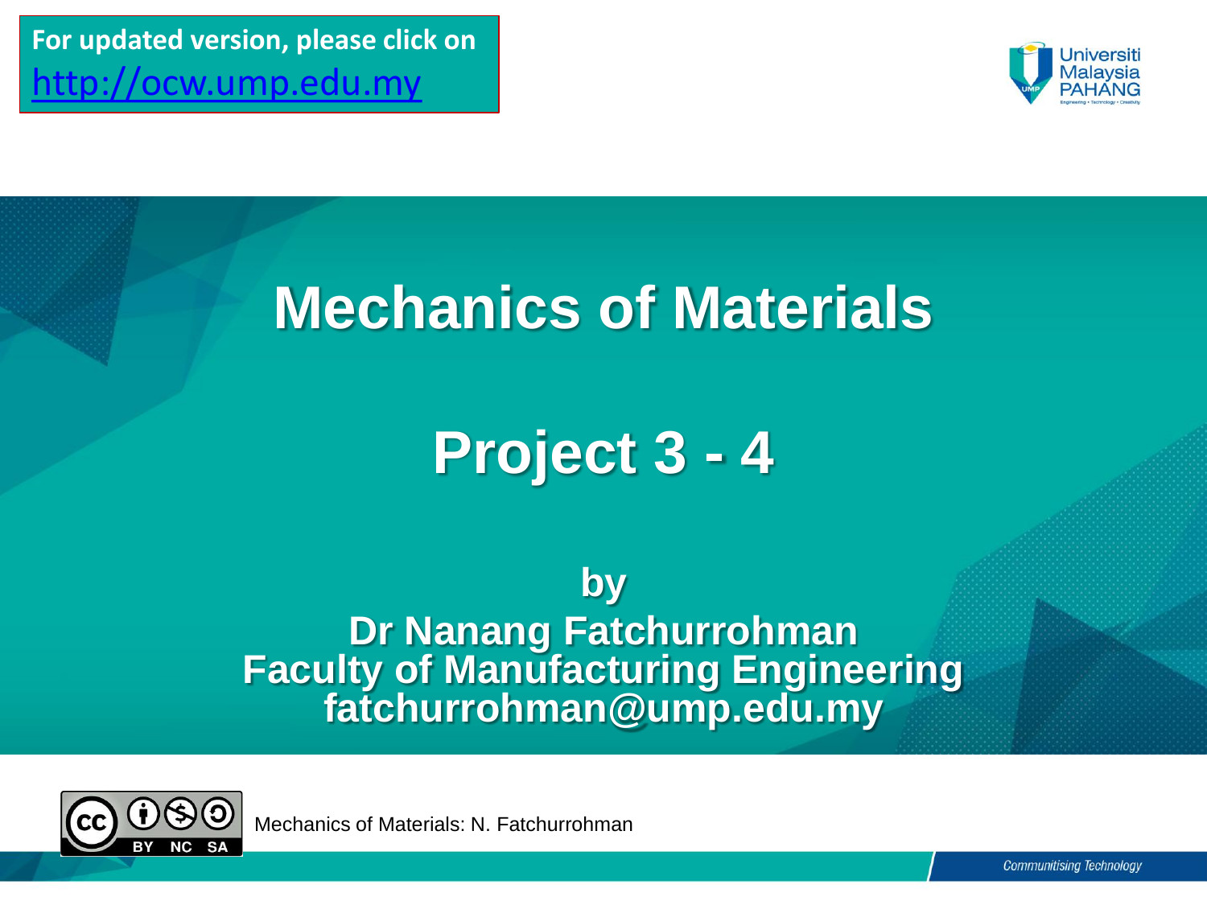For updated version, please click on http://ocw.ump.edu.my

Universiti Malaysia PAHANG

# Mechanics of Materials

# Project 3 - 4

**by**
**Dr Nanang Fatchurrohman**
**Faculty of Manufacturing Engineering**
**fatchurrohman@ump.edu.my**

Mechanics of Materials: N. Fatchurrohman

Communitising Technology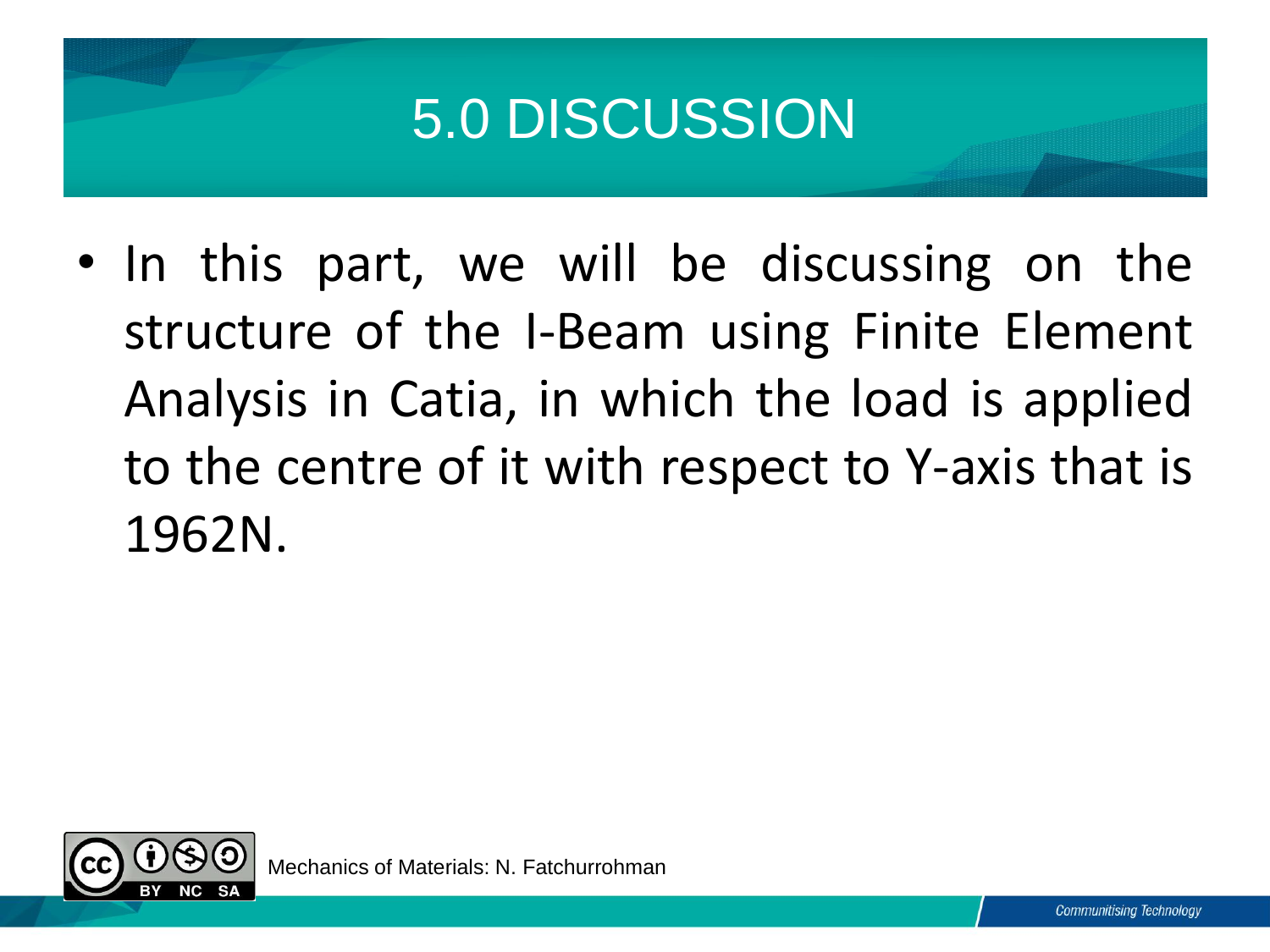# 5.0 DISCUSSION

- In this part, we will be discussing on the structure of the I-Beam using Finite Element Analysis in Catia, in which the load is applied to the centre of it with respect to Y-axis that is 1962N.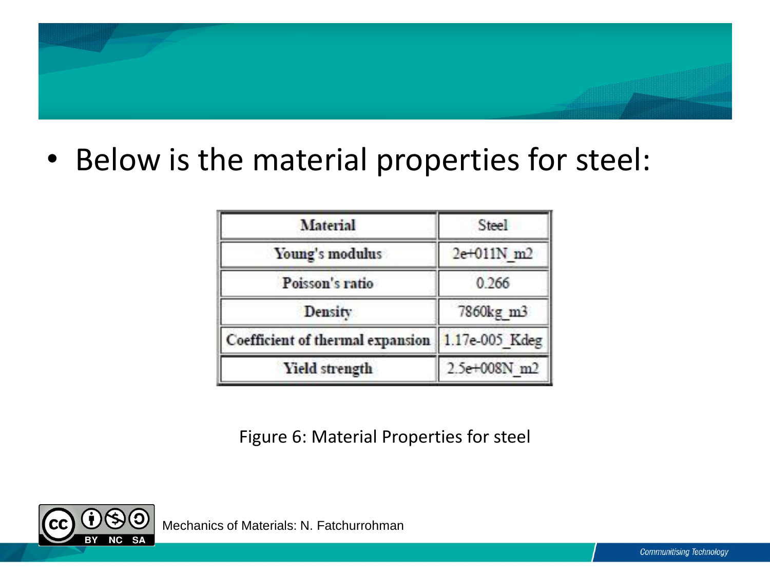- Below is the material properties for steel:

| Material | Steel |
|---|---|
| Young's modulus | 2e+011N_m2 |
| Poisson's ratio | 0.266 |
| Density | 7860kg_m3 |
| Coefficient of thermal expansion | 1.17e-005_Kdeg |
| Yield strength | 2.5e+008N_m2 |

Figure 6: Material Properties for steel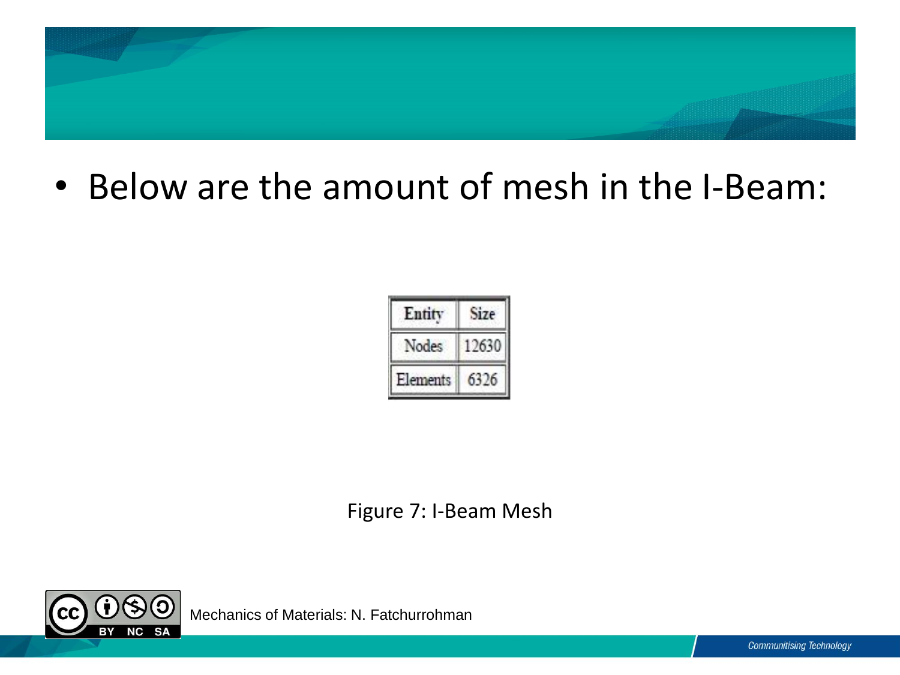- Below are the amount of mesh in the I-Beam:

| Entity | Size |
| --- | --- |
| Nodes | 12630 |
| Elements | 6326 |

Figure 7: I-Beam Mesh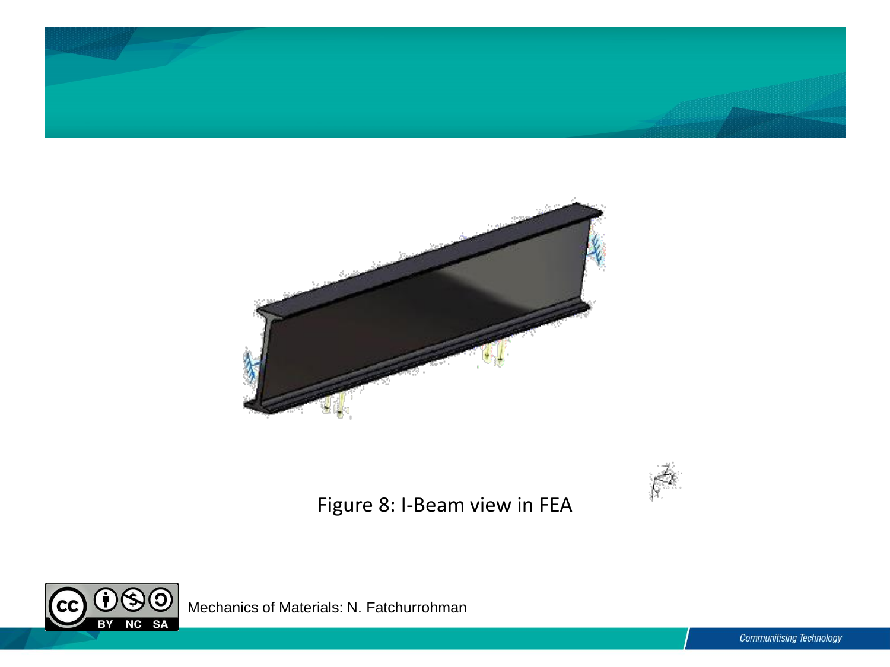Figure 8: I-Beam view in FEA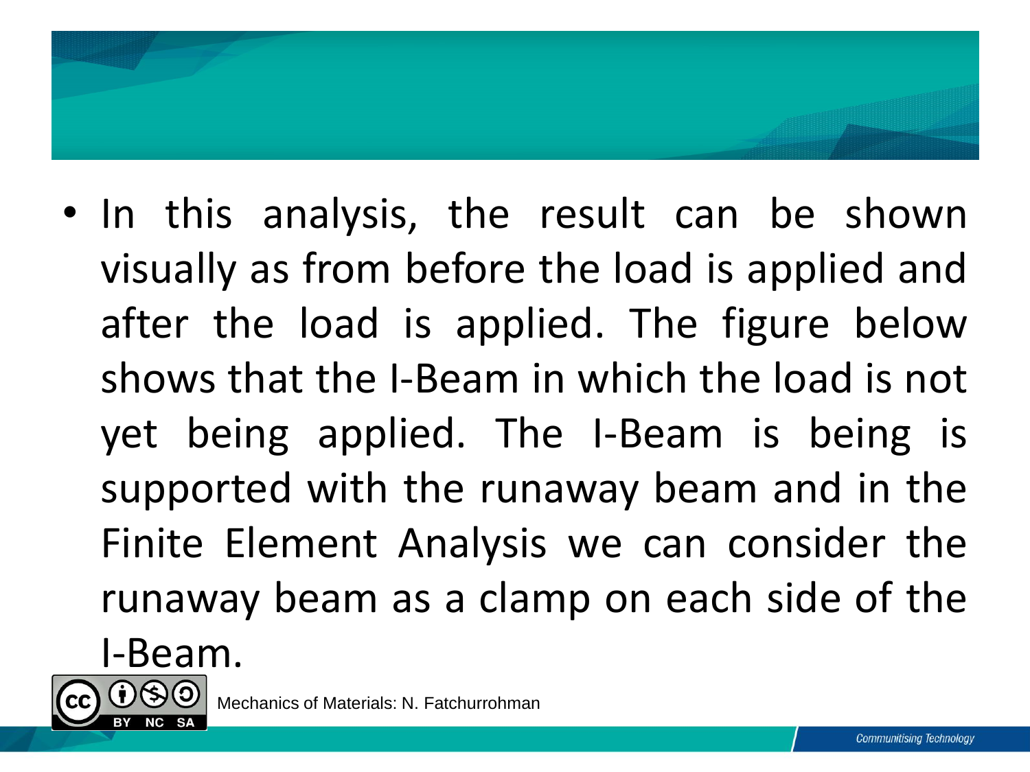- In this analysis, the result can be shown visually as from before the load is applied and after the load is applied. The figure below shows that the I-Beam in which the load is not yet being applied. The I-Beam is being is supported with the runaway beam and in the Finite Element Analysis we can consider the runaway beam as a clamp on each side of the I-Beam.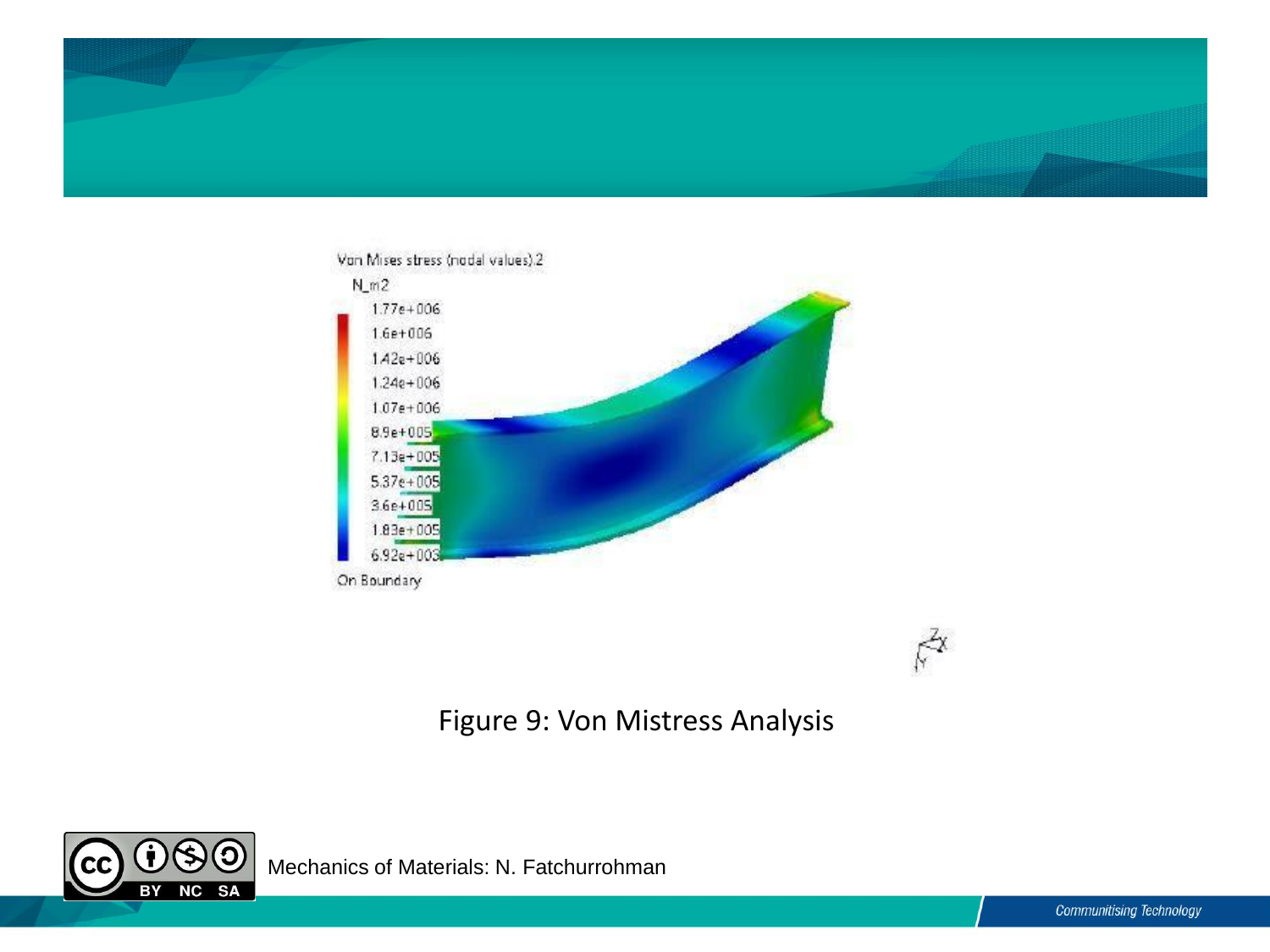Von Mises stress (nodal values).2

N_m2

1.77e+006
1.6e+006
1.42e+006
1.24e+006
1.07e+006
8.9e+005
7.13e+005
5.37e+005
3.6e+005
1.83e+005
6.92e+003

On Boundary

Figure 9: Von Mistress Analysis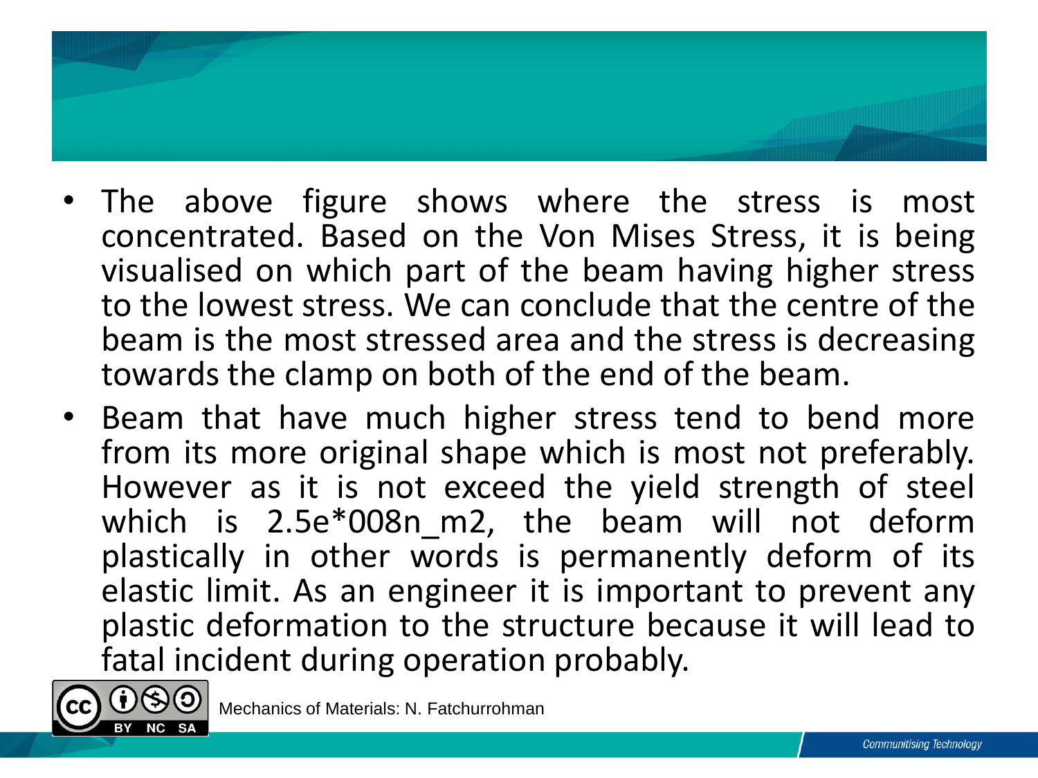- The above figure shows where the stress is most concentrated. Based on the Von Mises Stress, it is being visualised on which part of the beam having higher stress to the lowest stress. We can conclude that the centre of the beam is the most stressed area and the stress is decreasing towards the clamp on both of the end of the beam.
- Beam that have much higher stress tend to bend more from its more original shape which is most not preferably. However as it is not exceed the yield strength of steel which is 2.5e*008n_m2, the beam will not deform plastically in other words is permanently deform of its elastic limit. As an engineer it is important to prevent any plastic deformation to the structure because it will lead to fatal incident during operation probably.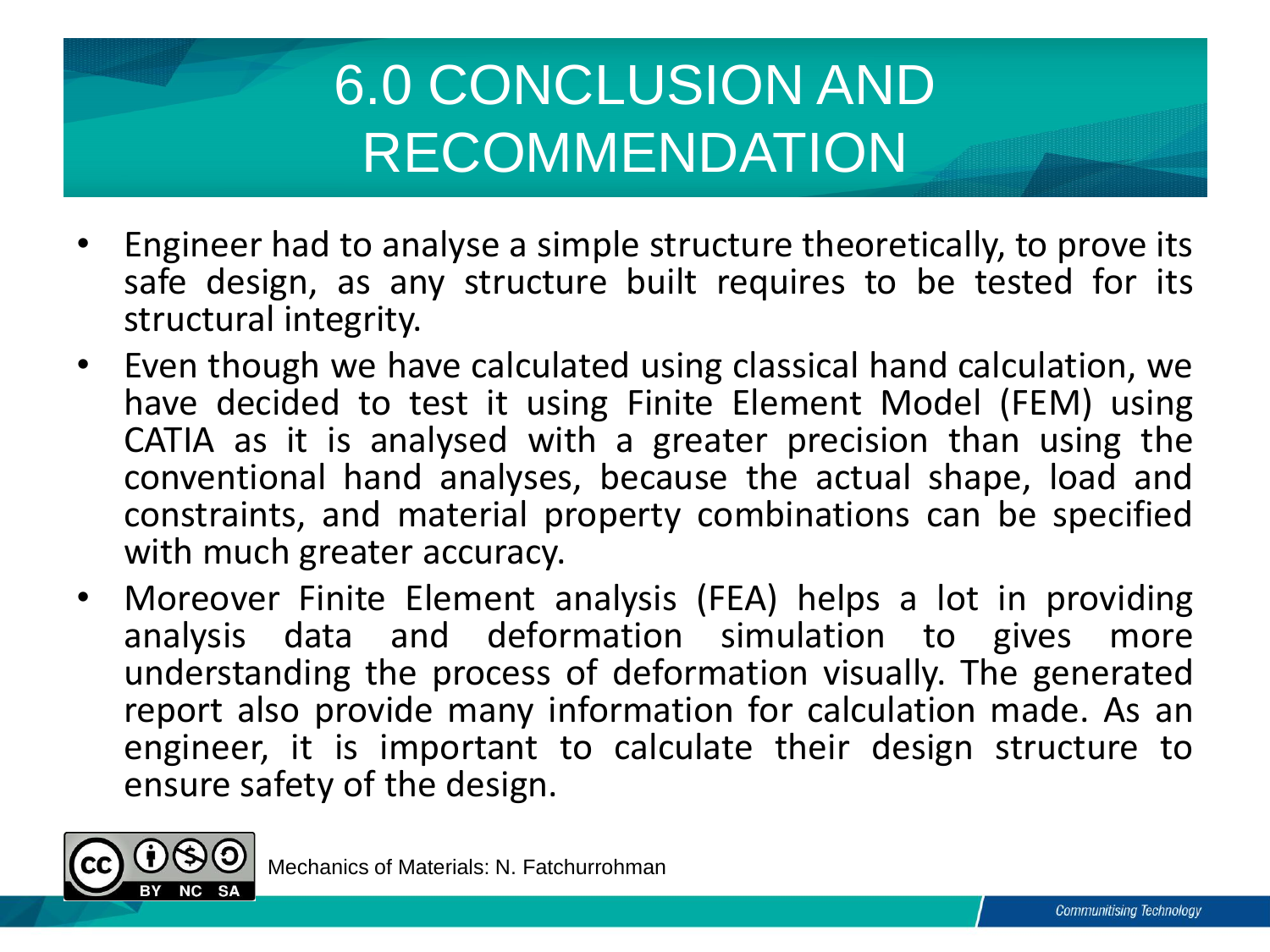# 6.0 CONCLUSION AND RECOMMENDATION

- Engineer had to analyse a simple structure theoretically, to prove its safe design, as any structure built requires to be tested for its structural integrity.
- Even though we have calculated using classical hand calculation, we have decided to test it using Finite Element Model (FEM) using CATIA as it is analysed with a greater precision than using the conventional hand analyses, because the actual shape, load and constraints, and material property combinations can be specified with much greater accuracy.
- Moreover Finite Element analysis (FEA) helps a lot in providing analysis data and deformation simulation to gives more understanding the process of deformation visually. The generated report also provide many information for calculation made. As an engineer, it is important to calculate their design structure to ensure safety of the design.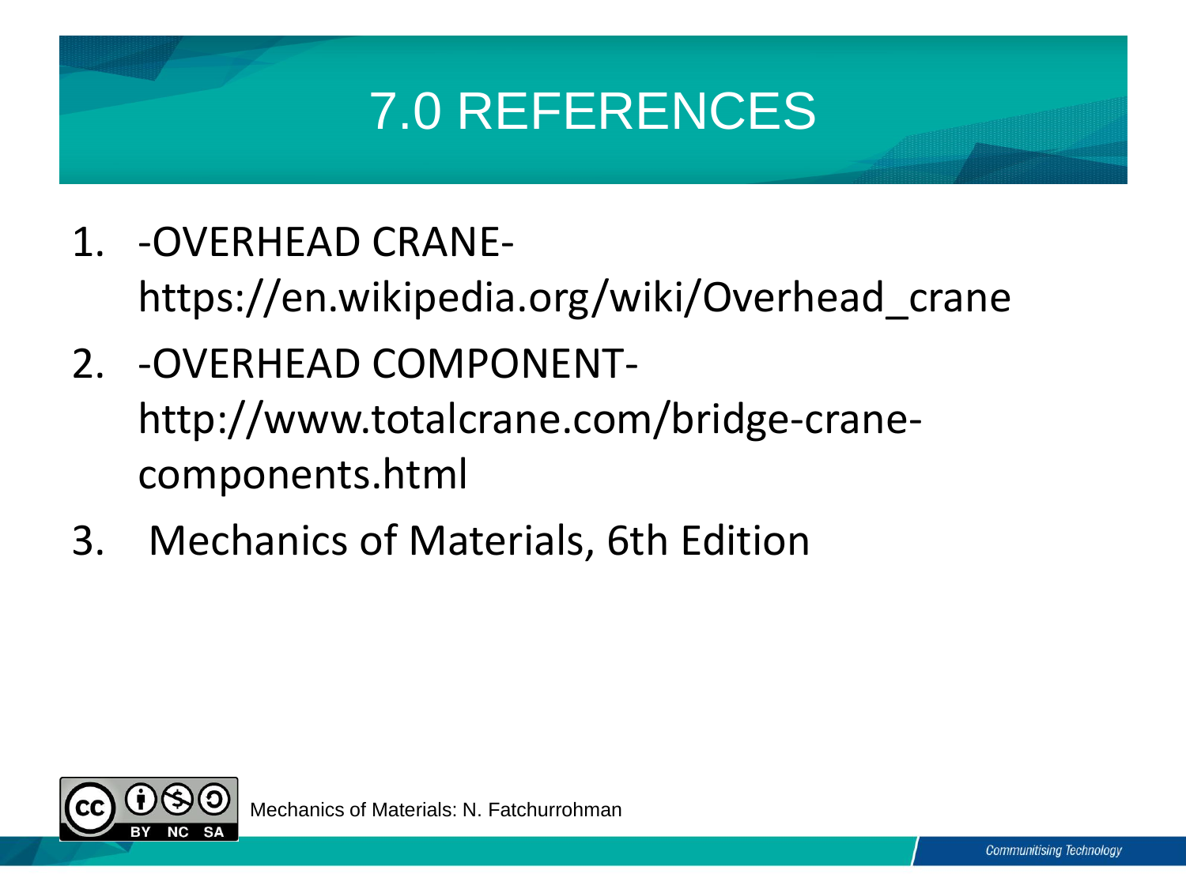# 7.0 REFERENCES

1. -OVERHEAD CRANE- https://en.wikipedia.org/wiki/Overhead_crane
2. -OVERHEAD COMPONENT- http://www.totalcrane.com/bridge-crane-components.html
3. Mechanics of Materials, 6th Edition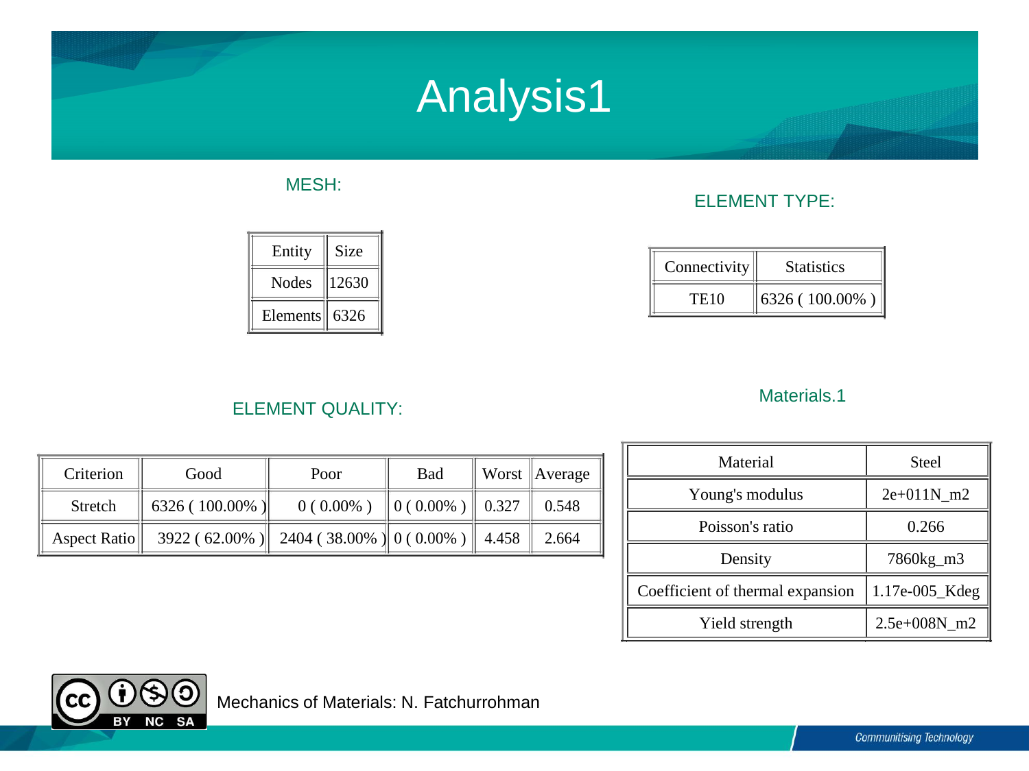# Analysis1

MESH:

| Entity | Size |
|---|---|
| Nodes | 12630 |
| Elements | 6326 |

ELEMENT TYPE:

| Connectivity | Statistics |
|---|---|
| TE10 | 6326 ( 100.00% ) |

ELEMENT QUALITY:

| Criterion | Good | Poor | Bad | Worst | Average |
|---|---|---|---|---|---|
| Stretch | 6326 ( 100.00% ) | 0 ( 0.00% ) | 0 ( 0.00% ) | 0.327 | 0.548 |
| Aspect Ratio | 3922 ( 62.00% ) | 2404 ( 38.00% ) | 0 ( 0.00% ) | 4.458 | 2.664 |

Materials.1

| Material | Steel |
|---|---|
| Young's modulus | 2e+011N_m2 |
| Poisson's ratio | 0.266 |
| Density | 7860kg_m3 |
| Coefficient of thermal expansion | 1.17e-005_Kdeg |
| Yield strength | 2.5e+008N_m2 |

Mechanics of Materials: N. Fatchurrohman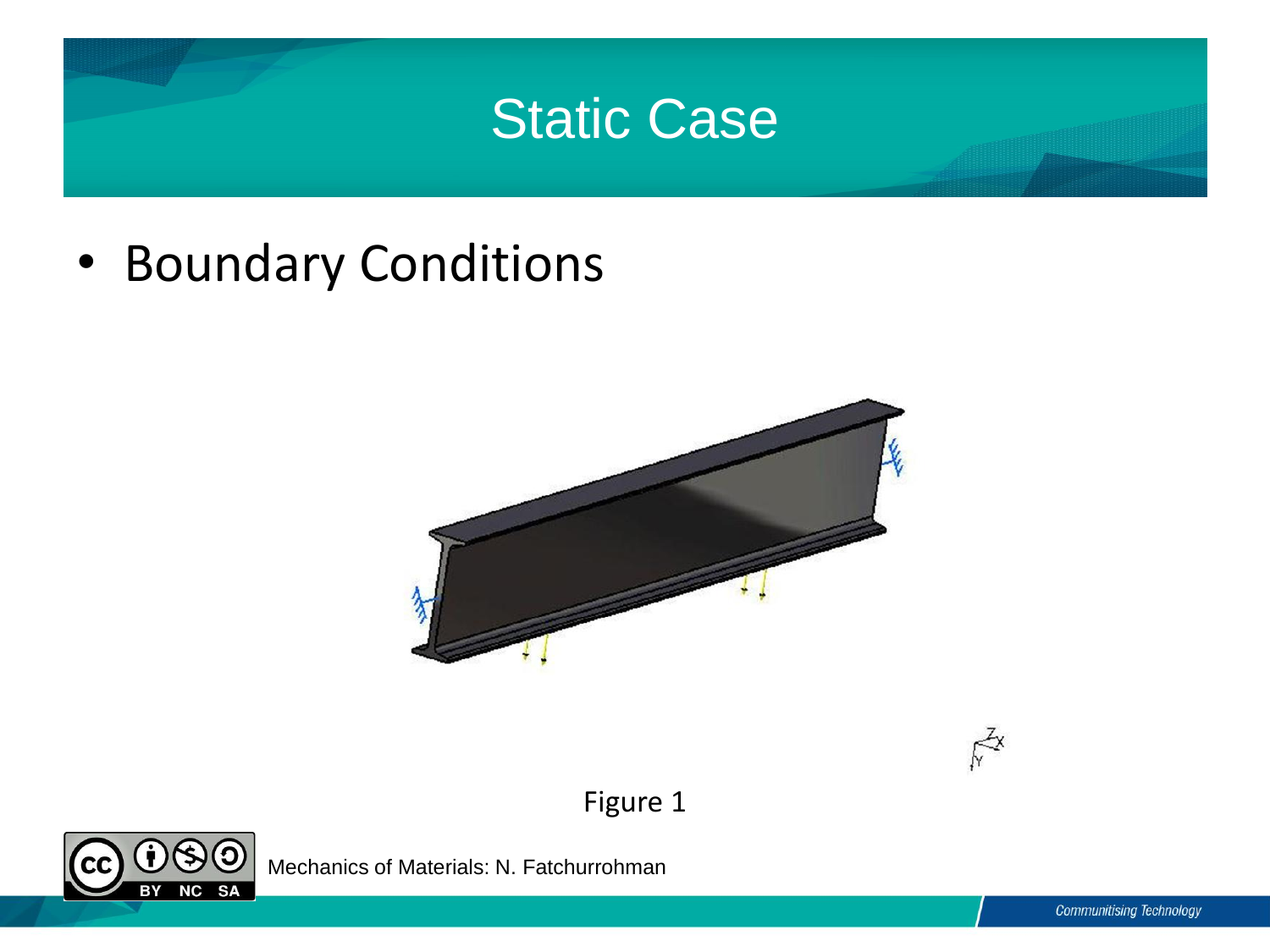# Static Case

- Boundary Conditions

Figure 1

Mechanics of Materials: N. Fatchurrohman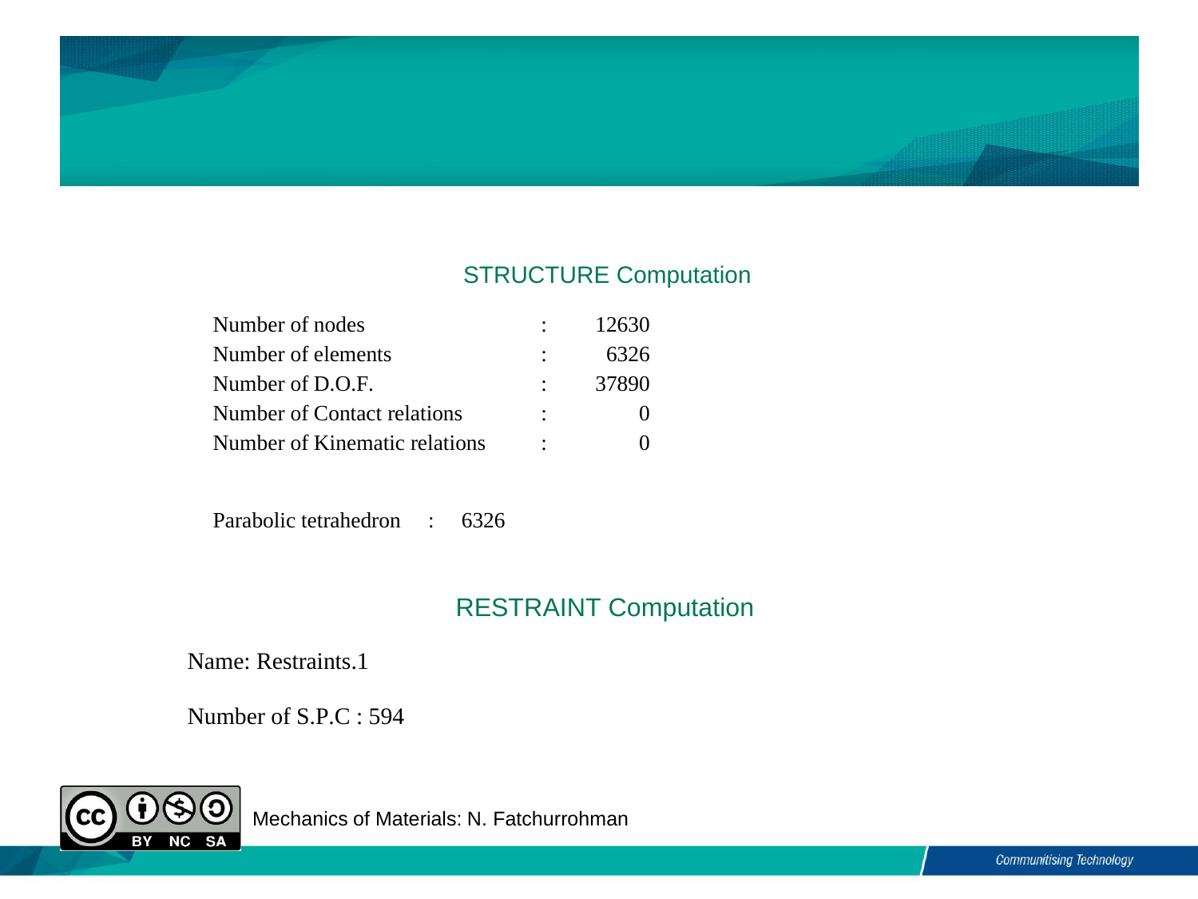## STRUCTURE Computation

| | | |
|---|---|---|
| Number of nodes | : | 12630 |
| Number of elements | : | 6326 |
| Number of D.O.F. | : | 37890 |
| Number of Contact relations | : | 0 |
| Number of Kinematic relations | : | 0 |

Parabolic tetrahedron : 6326

## RESTRAINT Computation

Name: Restraints.1

Number of S.P.C : 594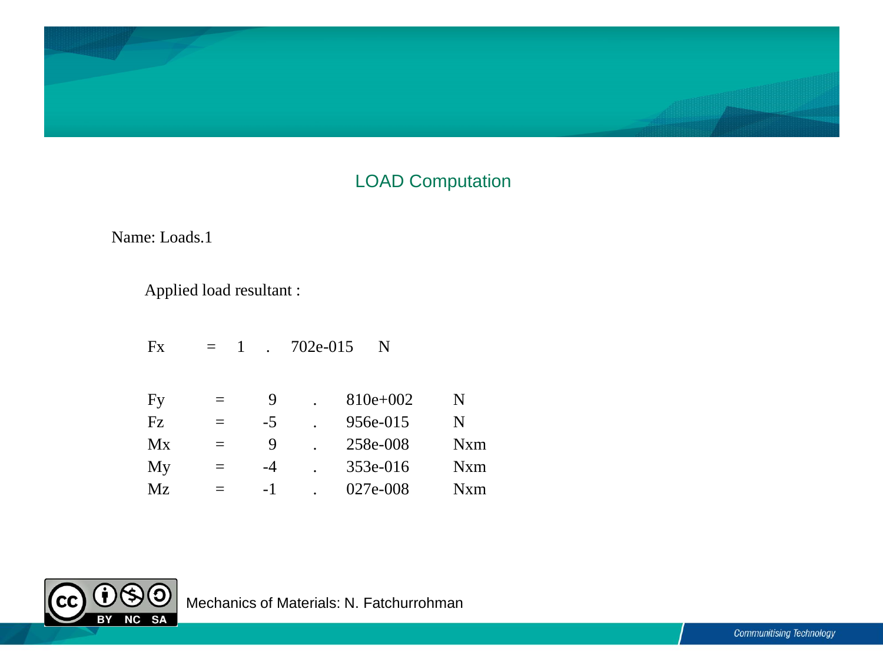## LOAD Computation

Name: Loads.1

Applied load resultant :

| | | |
|---|---|---|
| Fx | = 1.702e-015 | N |
| Fy | = 9.810e+002 | N |
| Fz | = -5.956e-015 | N |
| Mx | = 9.258e-008 | Nxm |
| My | = -4.353e-016 | Nxm |
| Mz | = -1.027e-008 | Nxm |

Mechanics of Materials: N. Fatchurrohman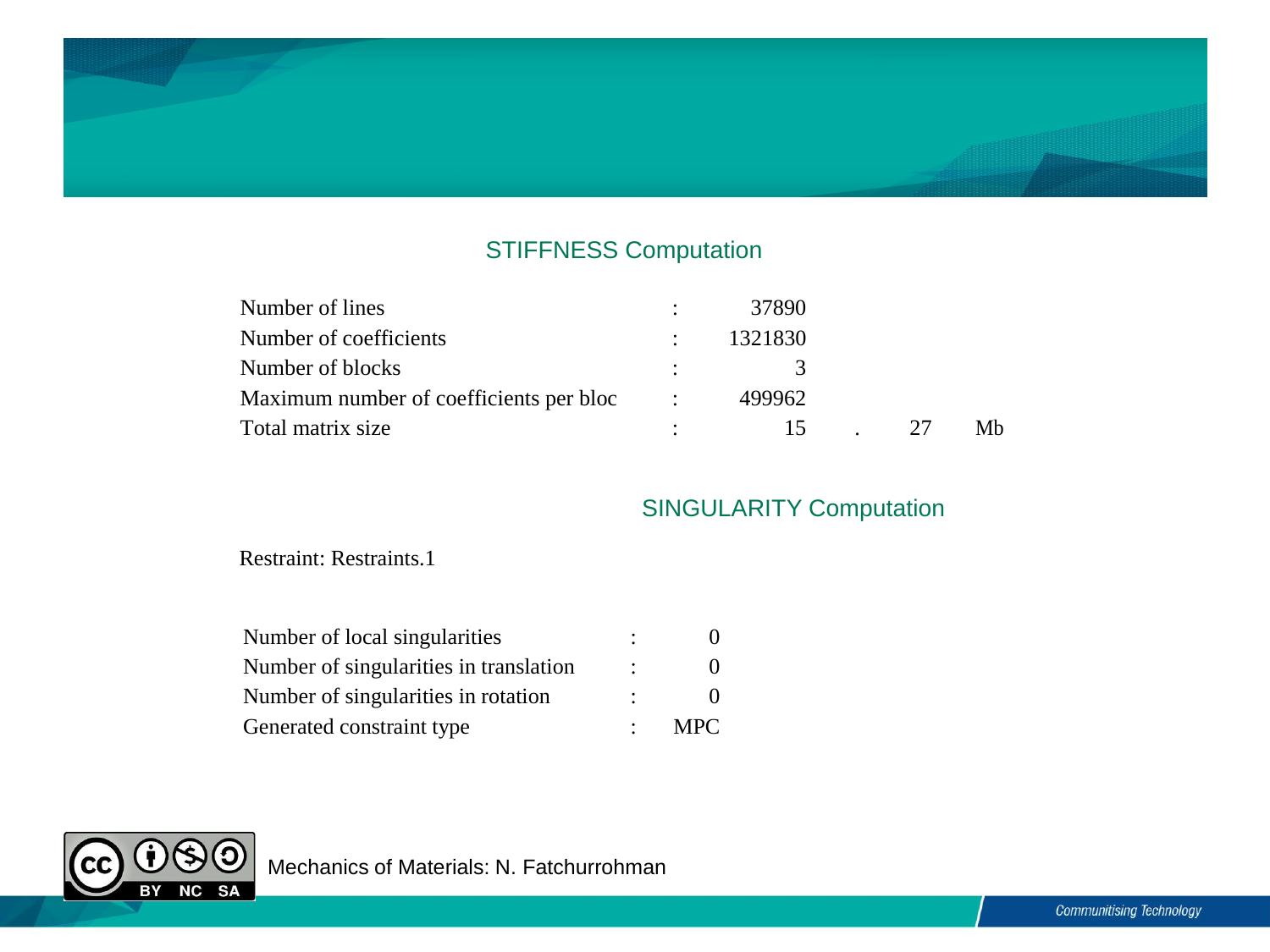## STIFFNESS Computation

| | | |
|---|---|---|
| Number of lines | : | 37890 |
| Number of coefficients | : | 1321830 |
| Number of blocks | : | 3 |
| Maximum number of coefficients per bloc | : | 499962 |
| Total matrix size | : | 15 . 27 Mb |

## SINGULARITY Computation

Restraint: Restraints.1

| | | |
|---|---|---|
| Number of local singularities | : | 0 |
| Number of singularities in translation | : | 0 |
| Number of singularities in rotation | : | 0 |
| Generated constraint type | : | MPC |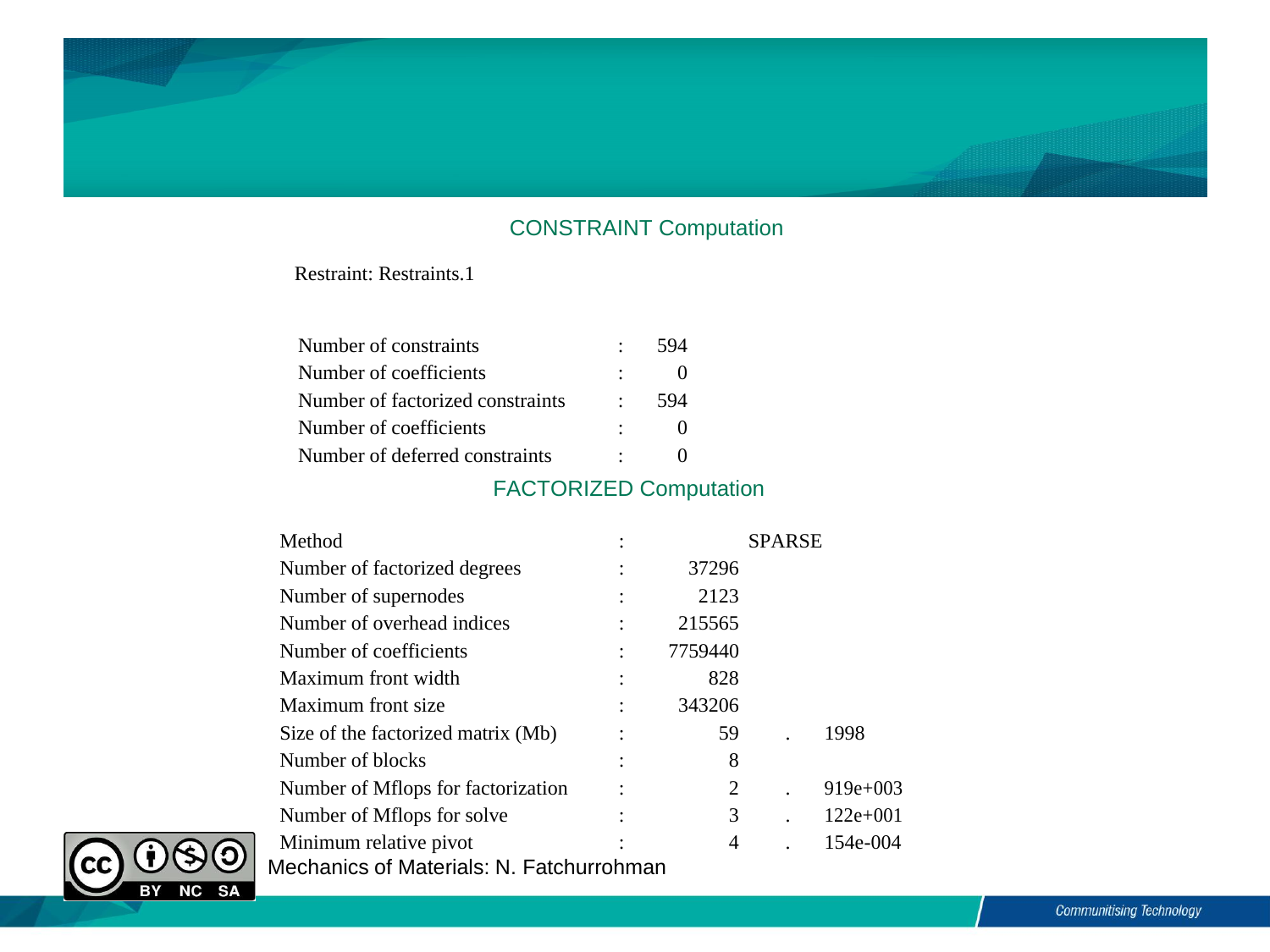## CONSTRAINT Computation

Restraint: Restraints.1

| | | |
|---|---|---|
| Number of constraints | : | 594 |
| Number of coefficients | : | 0 |
| Number of factorized constraints | : | 594 |
| Number of coefficients | : | 0 |
| Number of deferred constraints | : | 0 |

## FACTORIZED Computation

| | | |
|---|---|---|
| Method | : | SPARSE |
| Number of factorized degrees | : | 37296 |
| Number of supernodes | : | 2123 |
| Number of overhead indices | : | 215565 |
| Number of coefficients | : | 7759440 |
| Maximum front width | : | 828 |
| Maximum front size | : | 343206 |
| Size of the factorized matrix (Mb) | : | 59 . 1998 |
| Number of blocks | : | 8 |
| Number of Mflops for factorization | : | 2 . 919e+003 |
| Number of Mflops for solve | : | 3 . 122e+001 |
| Minimum relative pivot | : | 4 . 154e-004 |

Mechanics of Materials: N. Fatchurrohman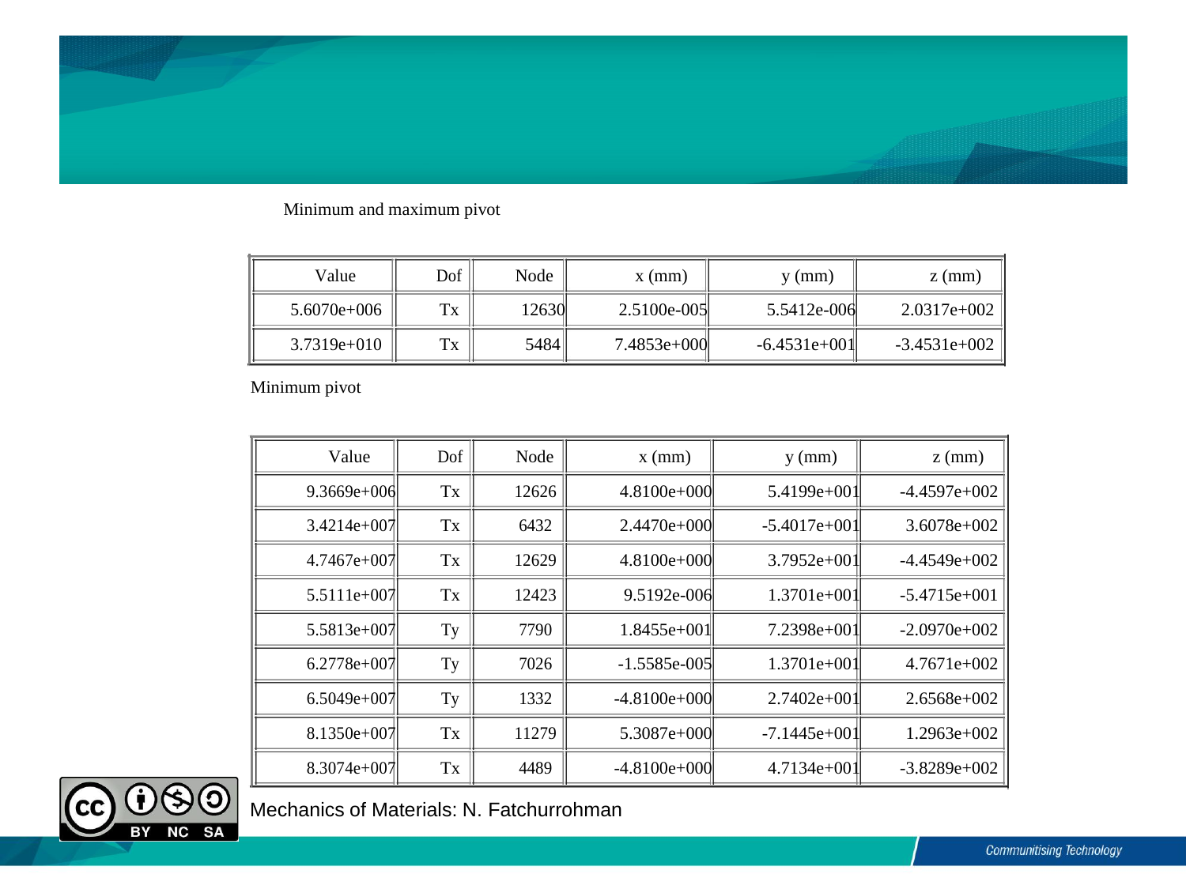Minimum and maximum pivot

| Value | Dof | Node | x (mm) | y (mm) | z (mm) |
|---|---|---|---|---|---|
| 5.6070e+006 | Tx | 12630 | 2.5100e-005 | 5.5412e-006 | 2.0317e+002 |
| 3.7319e+010 | Tx | 5484 | 7.4853e+000 | -6.4531e+001 | -3.4531e+002 |

Minimum pivot

| Value | Dof | Node | x (mm) | y (mm) | z (mm) |
|---|---|---|---|---|---|
| 9.3669e+006 | Tx | 12626 | 4.8100e+000 | 5.4199e+001 | -4.4597e+002 |
| 3.4214e+007 | Tx | 6432 | 2.4470e+000 | -5.4017e+001 | 3.6078e+002 |
| 4.7467e+007 | Tx | 12629 | 4.8100e+000 | 3.7952e+001 | -4.4549e+002 |
| 5.5111e+007 | Tx | 12423 | 9.5192e-006 | 1.3701e+001 | -5.4715e+001 |
| 5.5813e+007 | Ty | 7790 | 1.8455e+001 | 7.2398e+001 | -2.0970e+002 |
| 6.2778e+007 | Ty | 7026 | -1.5585e-005 | 1.3701e+001 | 4.7671e+002 |
| 6.5049e+007 | Ty | 1332 | -4.8100e+000 | 2.7402e+001 | 2.6568e+002 |
| 8.1350e+007 | Tx | 11279 | 5.3087e+000 | -7.1445e+001 | 1.2963e+002 |
| 8.3074e+007 | Tx | 4489 | -4.8100e+000 | 4.7134e+001 | -3.8289e+002 |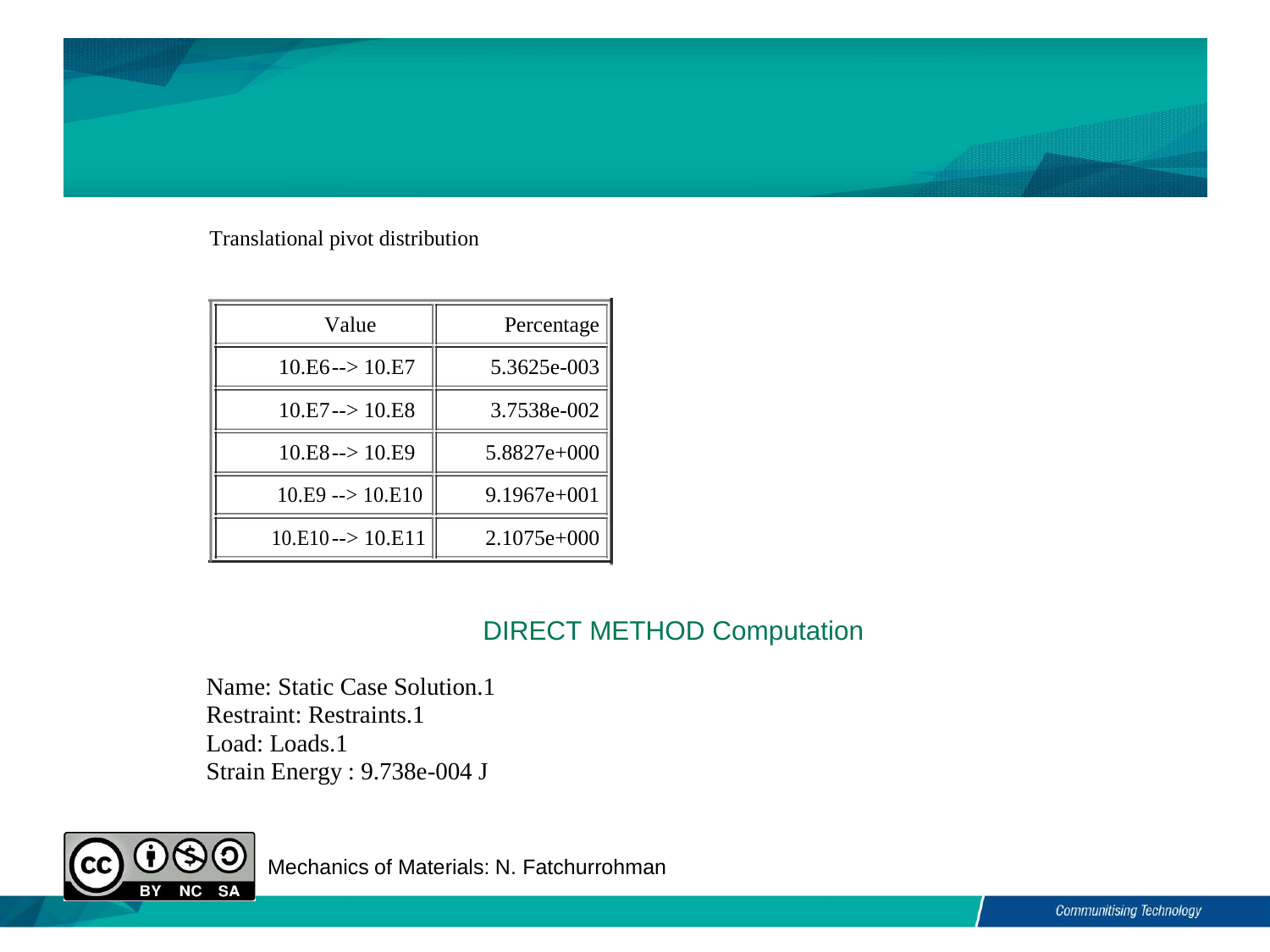Translational pivot distribution

| Value | Percentage |
|---|---|
| 10.E6--> 10.E7 | 5.3625e-003 |
| 10.E7--> 10.E8 | 3.7538e-002 |
| 10.E8--> 10.E9 | 5.8827e+000 |
| 10.E9 --> 10.E10 | 9.1967e+001 |
| 10.E10--> 10.E11 | 2.1075e+000 |

## DIRECT METHOD Computation

Name: Static Case Solution.1
Restraint: Restraints.1
Load: Loads.1
Strain Energy : 9.738e-004 J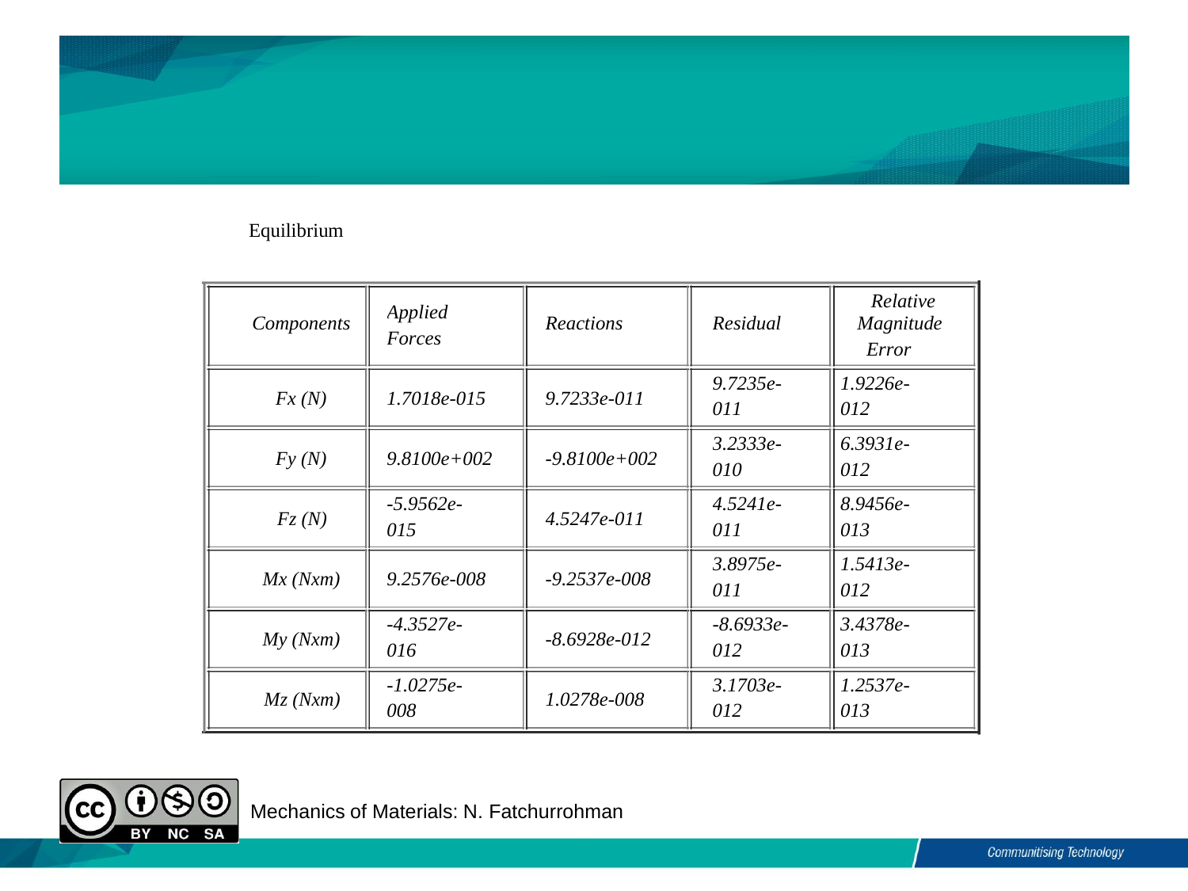Equilibrium

| *Components* | *Applied Forces* | *Reactions* | *Residual* | *Relative Magnitude Error* |
|---|---|---|---|---|
| *Fx (N)* | *1.7018e-015* | *9.7233e-011* | *9.7235e-011* | *1.9226e-012* |
| *Fy (N)* | *9.8100e+002* | *-9.8100e+002* | *3.2333e-010* | *6.3931e-012* |
| *Fz (N)* | *-5.9562e-015* | *4.5247e-011* | *4.5241e-011* | *8.9456e-013* |
| *Mx (Nxm)* | *9.2576e-008* | *-9.2537e-008* | *3.8975e-011* | *1.5413e-012* |
| *My (Nxm)* | *-4.3527e-016* | *-8.6928e-012* | *-8.6933e-012* | *3.4378e-013* |
| *Mz (Nxm)* | *-1.0275e-008* | *1.0278e-008* | *3.1703e-012* | *1.2537e-013* |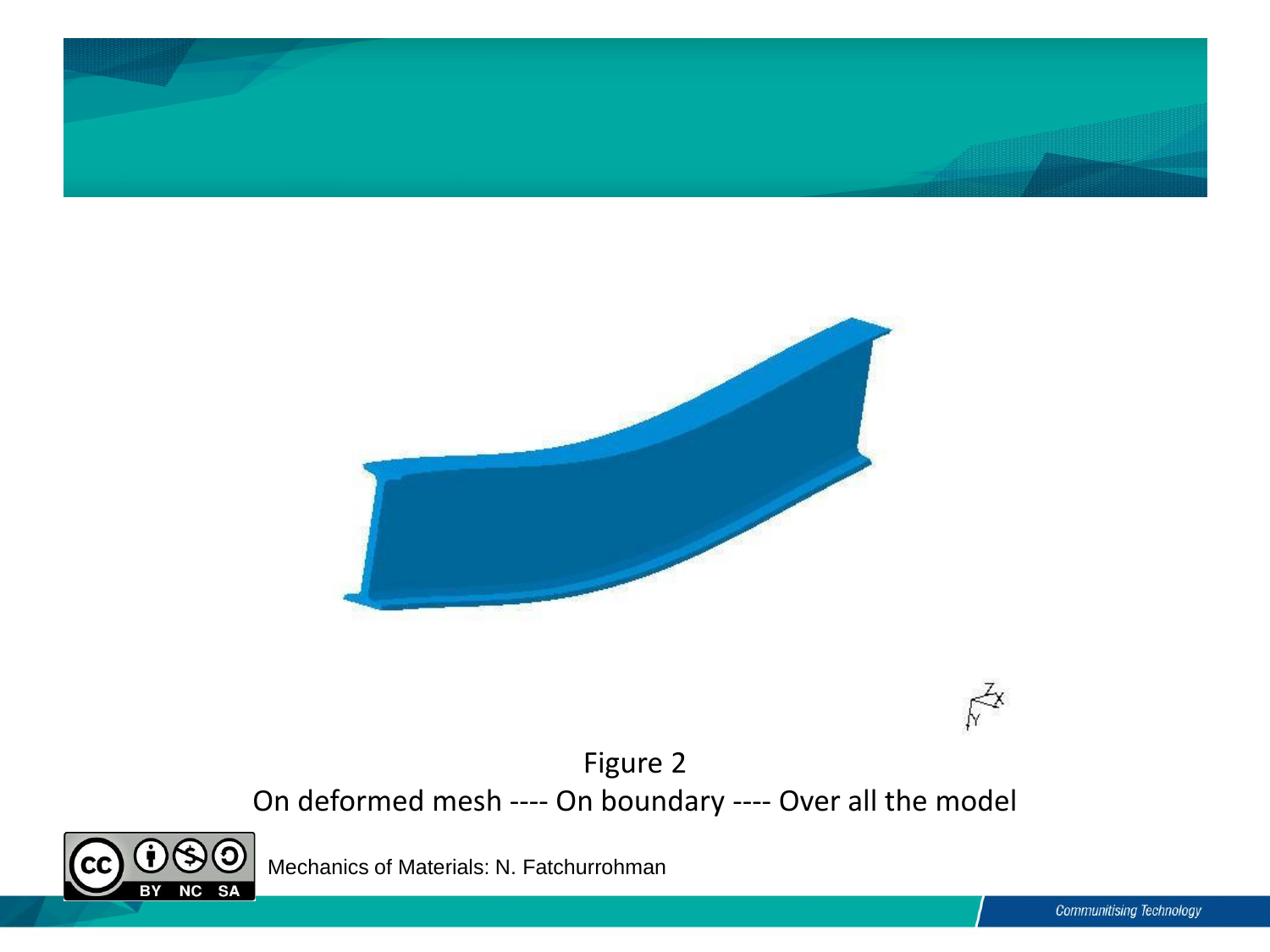Figure 2

On deformed mesh ---- On boundary ---- Over all the model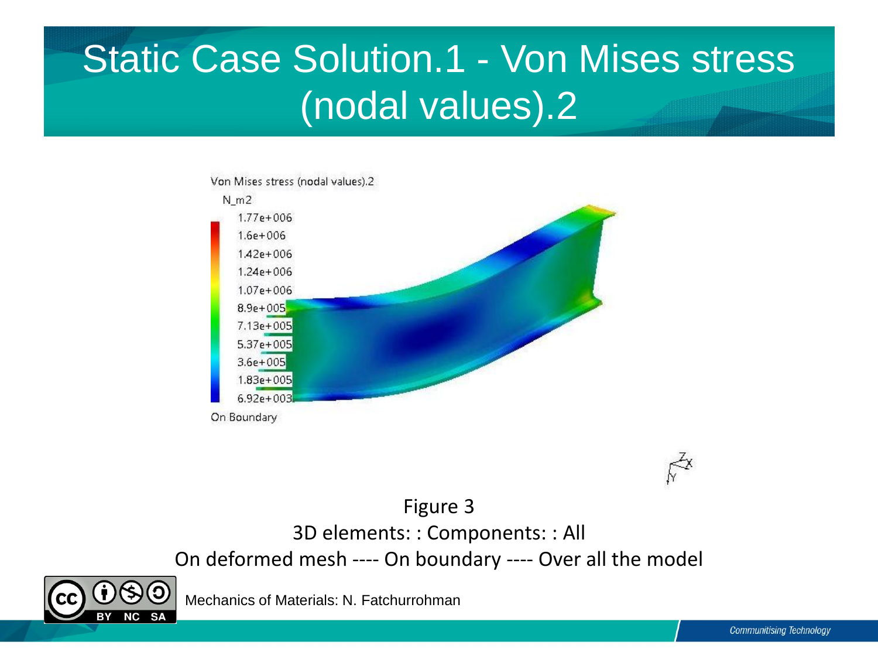# Static Case Solution.1 - Von Mises stress (nodal values).2

Von Mises stress (nodal values).2

N_m2

1.77e+006
1.6e+006
1.42e+006
1.24e+006
1.07e+006
8.9e+005
7.13e+005
5.37e+005
3.6e+005
1.83e+005
6.92e+003

On Boundary

Figure 3

3D elements: : Components: : All

On deformed mesh ---- On boundary ---- Over all the model

Mechanics of Materials: N. Fatchurrohman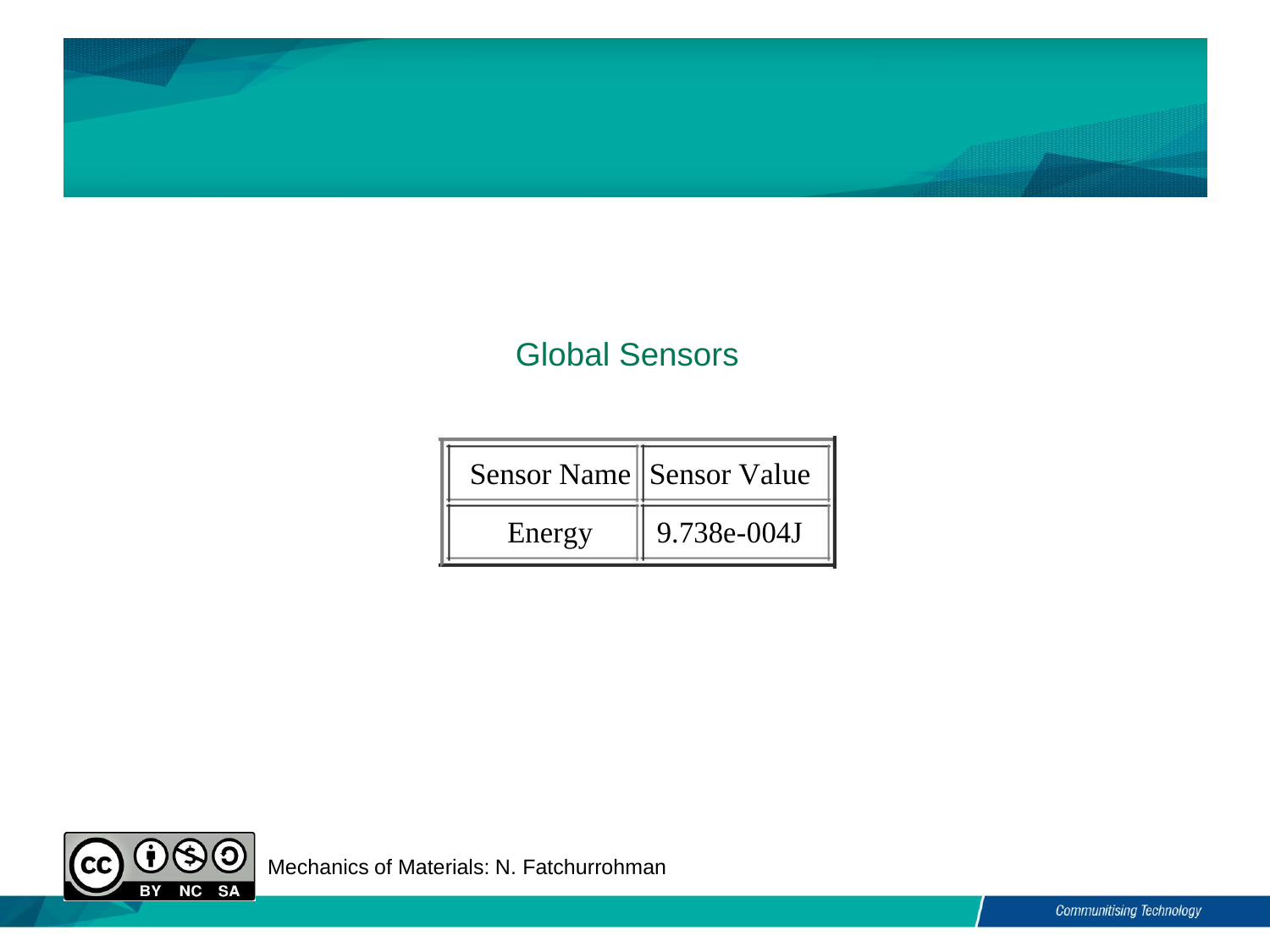## Global Sensors

| Sensor Name | Sensor Value |
|---|---|
| Energy | 9.738e-004J |